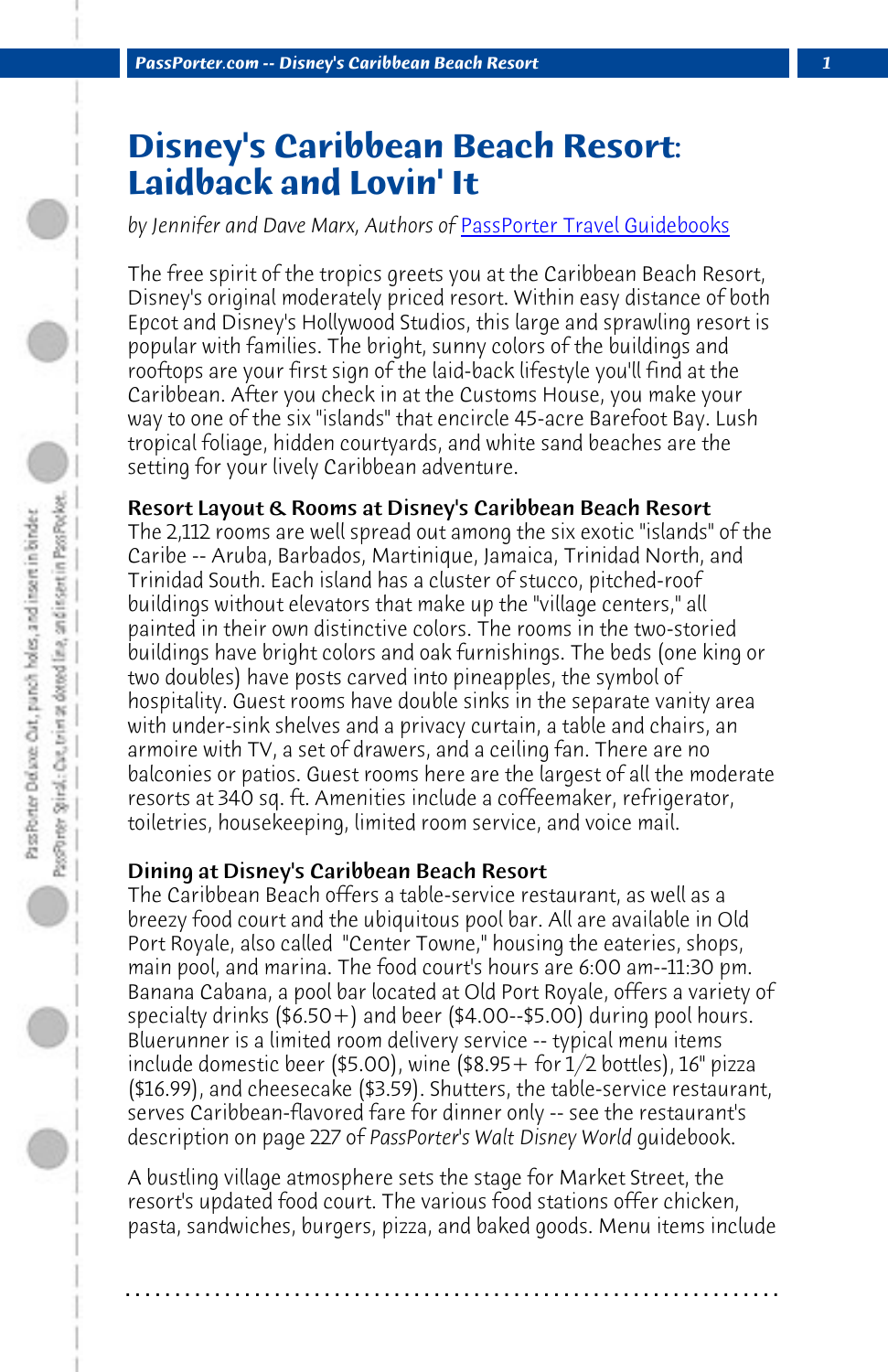# Disney's Caribbean Beach Resort: Laidback and Lovin' It

*by Jennifer and Dave Marx, Authors of* [PassPorter Travel Guidebooks]

The free spirit of the tropics greets you at the Caribbean Beach Resort, Disney's original moderately priced resort. Within easy distance of both Epcot and Disney's Hollywood Studios, this large and sprawling resort is popular with families. The bright, sunny colors of the buildings and rooftops are your first sign of the laid-back lifestyle you'll find at the Caribbean. After you check in at the Customs House, you make your way to one of the six "islands" that encircle 45-acre Barefoot Bay. Lush tropical foliage, hidden courtyards, and white sand beaches are the setting for your lively Caribbean adventure.

### Resort Layout & Rooms at Disney's Caribbean Beach Resort

The 2,112 rooms are well spread out among the six exotic "islands" of the Caribe -- Aruba, Barbados, Martinique, Jamaica, Trinidad North, and Trinidad South. Each island has a cluster of stucco, pitched-roof buildings without elevators that make up the "village centers," all painted in their own distinctive colors. The rooms in the two-storied buildings have bright colors and oak furnishings. The beds (one king or two doubles) have posts carved into pineapples, the symbol of hospitality. Guest rooms have double sinks in the separate vanity area with under-sink shelves and a privacy curtain, a table and chairs, an armoire with TV, a set of drawers, and a ceiling fan. There are no balconies or patios. Guest rooms here are the largest of all the moderate resorts at 340 sq. ft. Amenities include a coffeemaker, refrigerator, toiletries, housekeeping, limited room service, and voice mail.

### Dining at Disney's Caribbean Beach Resort

The Caribbean Beach offers a table-service restaurant, as well as a breezy food court and the ubiquitous pool bar. All are available in Old Port Royale, also called "Center Towne," housing the eateries, shops, main pool, and marina. The food court's hours are 6:00 am--11:30 pm. Banana Cabana, a pool bar located at Old Port Royale, offers a variety of specialty drinks ($6.50+) and beer ($4.00--$5.00) during pool hours. Bluerunner is a limited room delivery service -- typical menu items include domestic beer ($5.00), wine ($8.95+ for 1/2 bottles), 16" pizza ($16.99), and cheesecake ($3.59). Shutters, the table-service restaurant, serves Caribbean-flavored fare for dinner only -- see the restaurant's description on page 227 of *PassPorter's Walt Disney World* guidebook.

A bustling village atmosphere sets the stage for Market Street, the resort's updated food court. The various food stations offer chicken, pasta, sandwiches, burgers, pizza, and baked goods. Menu items include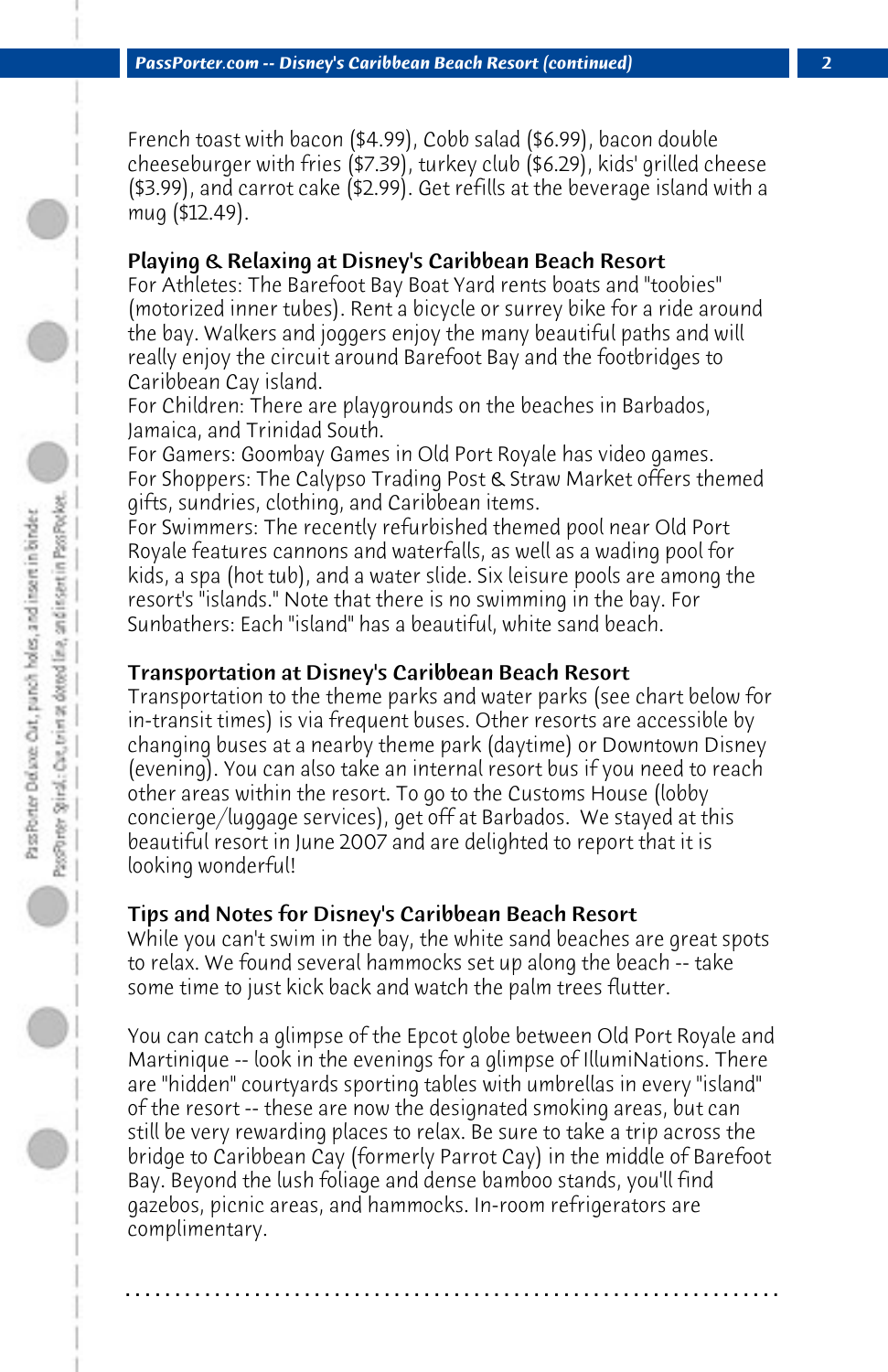French toast with bacon ($4.99), Cobb salad ($6.99), bacon double cheeseburger with fries ($7.39), turkey club ($6.29), kids' grilled cheese ($3.99), and carrot cake ($2.99). Get refills at the beverage island with a mug ($12.49).

## Playing & Relaxing at Disney's Caribbean Beach Resort

For Athletes: The Barefoot Bay Boat Yard rents boats and "toobies" (motorized inner tubes). Rent a bicycle or surrey bike for a ride around the bay. Walkers and joggers enjoy the many beautiful paths and will really enjoy the circuit around Barefoot Bay and the footbridges to Caribbean Cay island.

For Children: There are playgrounds on the beaches in Barbados, Jamaica, and Trinidad South.

For Gamers: Goombay Games in Old Port Royale has video games.

For Shoppers: The Calypso Trading Post & Straw Market offers themed gifts, sundries, clothing, and Caribbean items.

For Swimmers: The recently refurbished themed pool near Old Port Royale features cannons and waterfalls, as well as a wading pool for kids, a spa (hot tub), and a water slide. Six leisure pools are among the resort's "islands." Note that there is no swimming in the bay. For Sunbathers: Each "island" has a beautiful, white sand beach.

## Transportation at Disney's Caribbean Beach Resort

Transportation to the theme parks and water parks (see chart below for in-transit times) is via frequent buses. Other resorts are accessible by changing buses at a nearby theme park (daytime) or Downtown Disney (evening). You can also take an internal resort bus if you need to reach other areas within the resort. To go to the Customs House (lobby concierge/luggage services), get off at Barbados. We stayed at this beautiful resort in June 2007 and are delighted to report that it is looking wonderful!

## Tips and Notes for Disney's Caribbean Beach Resort

While you can't swim in the bay, the white sand beaches are great spots to relax. We found several hammocks set up along the beach -- take some time to just kick back and watch the palm trees flutter.

You can catch a glimpse of the Epcot globe between Old Port Royale and Martinique -- look in the evenings for a glimpse of IllumiNations. There are "hidden" courtyards sporting tables with umbrellas in every "island" of the resort -- these are now the designated smoking areas, but can still be very rewarding places to relax. Be sure to take a trip across the bridge to Caribbean Cay (formerly Parrot Cay) in the middle of Barefoot Bay. Beyond the lush foliage and dense bamboo stands, you'll find gazebos, picnic areas, and hammocks. In-room refrigerators are complimentary.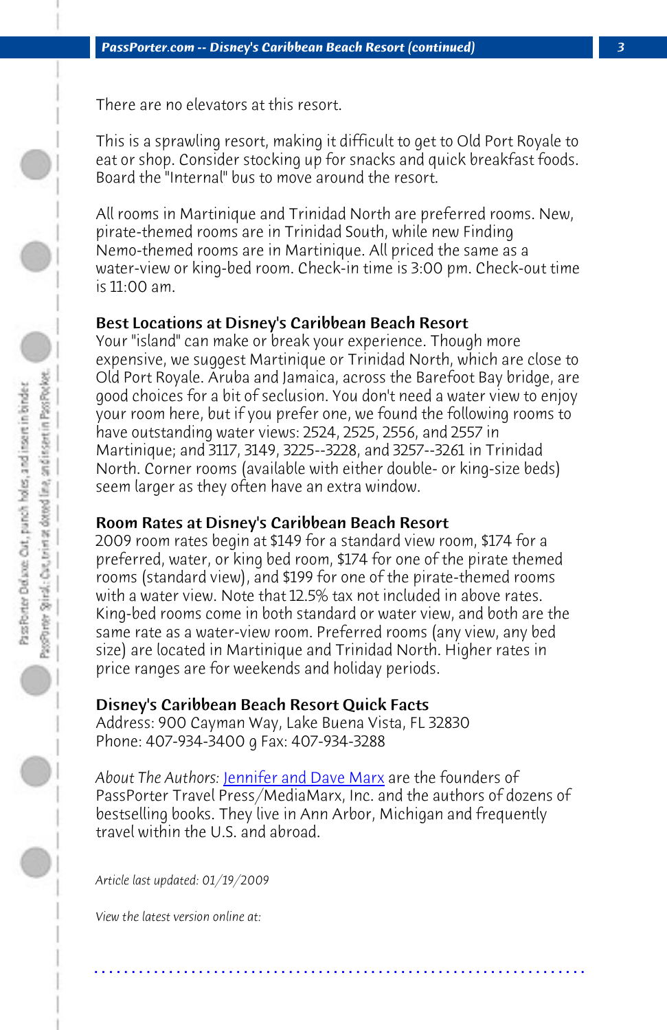There are no elevators at this resort.

This is a sprawling resort, making it difficult to get to Old Port Royale to eat or shop. Consider stocking up for snacks and quick breakfast foods. Board the "Internal" bus to move around the resort.

All rooms in Martinique and Trinidad North are preferred rooms. New, pirate-themed rooms are in Trinidad South, while new Finding Nemo-themed rooms are in Martinique. All priced the same as a water-view or king-bed room. Check-in time is 3:00 pm. Check-out time is 11:00 am.

### Best Locations at Disney's Caribbean Beach Resort

Your "island" can make or break your experience. Though more expensive, we suggest Martinique or Trinidad North, which are close to Old Port Royale. Aruba and Jamaica, across the Barefoot Bay bridge, are good choices for a bit of seclusion. You don't need a water view to enjoy your room here, but if you prefer one, we found the following rooms to have outstanding water views: 2524, 2525, 2556, and 2557 in Martinique; and 3117, 3149, 3225--3228, and 3257--3261 in Trinidad North. Corner rooms (available with either double- or king-size beds) seem larger as they often have an extra window.

### Room Rates at Disney's Caribbean Beach Resort

2009 room rates begin at $149 for a standard view room, $174 for a preferred, water, or king bed room, $174 for one of the pirate themed rooms (standard view), and $199 for one of the pirate-themed rooms with a water view. Note that 12.5% tax not included in above rates. King-bed rooms come in both standard or water view, and both are the same rate as a water-view room. Preferred rooms (any view, any bed size) are located in Martinique and Trinidad North. Higher rates in price ranges are for weekends and holiday periods.

### Disney's Caribbean Beach Resort Quick Facts

Address: 900 Cayman Way, Lake Buena Vista, FL 32830
Phone: 407-934-3400 g Fax: 407-934-3288

*About The Authors:* Jennifer and Dave Marx are the founders of PassPorter Travel Press/MediaMarx, Inc. and the authors of dozens of bestselling books. They live in Ann Arbor, Michigan and frequently travel within the U.S. and abroad.

*Article last updated: 01/19/2009*

*View the latest version online at:*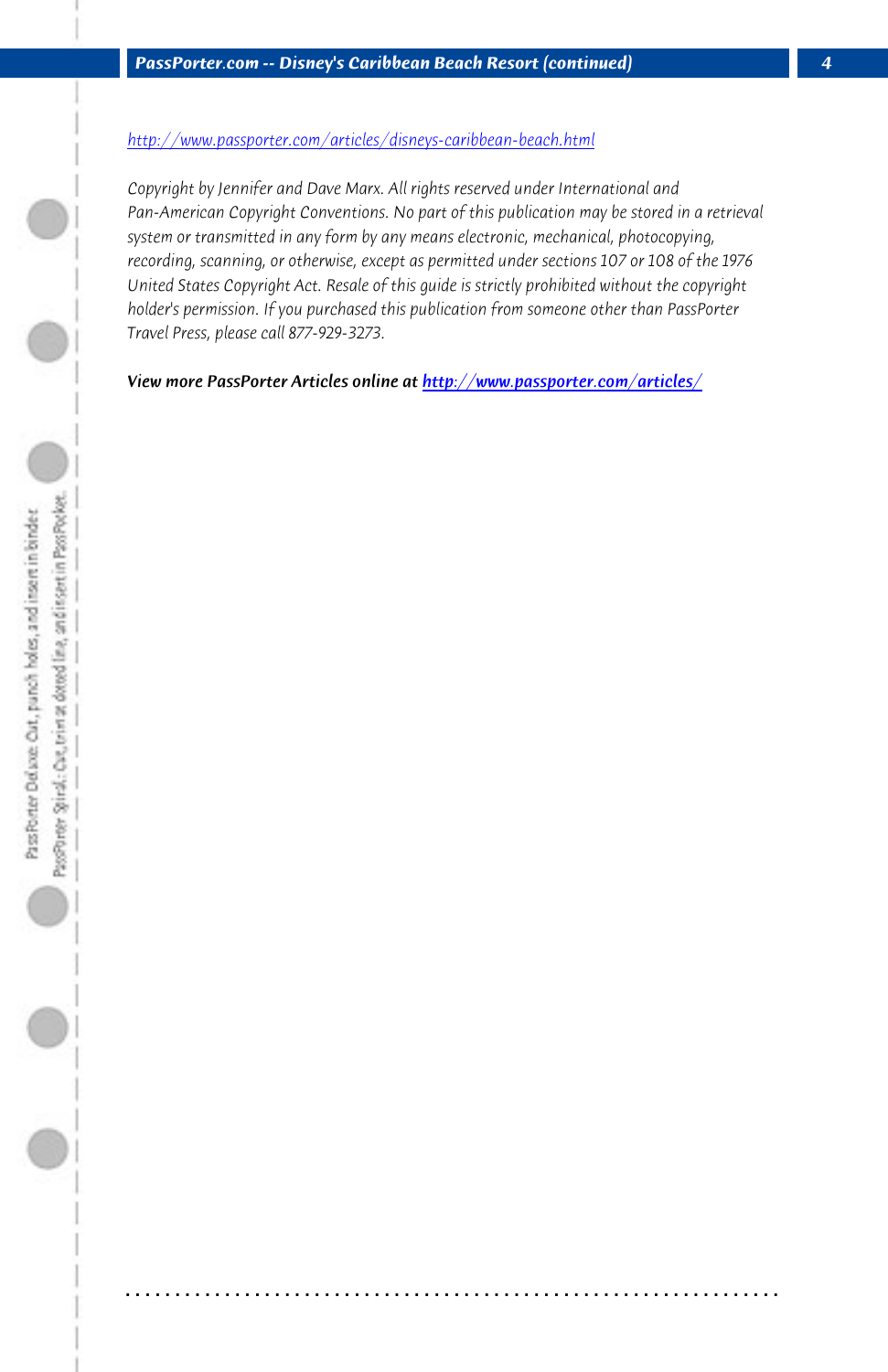http://www.passporter.com/articles/disneys-caribbean-beach.html

*Copyright by Jennifer and Dave Marx. All rights reserved under International and Pan-American Copyright Conventions. No part of this publication may be stored in a retrieval system or transmitted in any form by any means electronic, mechanical, photocopying, recording, scanning, or otherwise, except as permitted under sections 107 or 108 of the 1976 United States Copyright Act. Resale of this guide is strictly prohibited without the copyright holder's permission. If you purchased this publication from someone other than PassPorter Travel Press, please call 877-929-3273.*

**View more PassPorter Articles online at http://www.passporter.com/articles/**